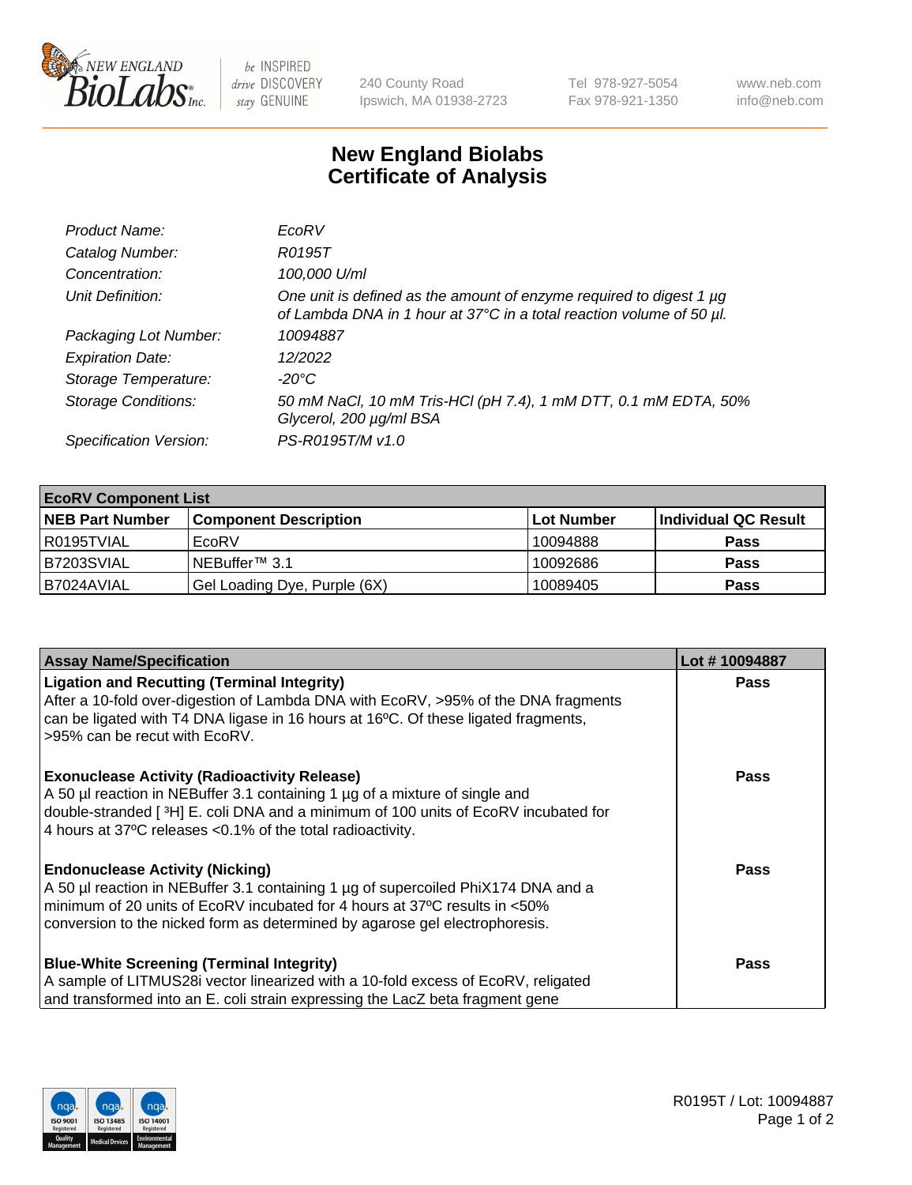# New England Biolabs Certificate of Analysis

| | |
|---|---|
| *Product Name:* | *EcoRV* |
| *Catalog Number:* | *R0195T* |
| *Concentration:* | *100,000 U/ml* |
| *Unit Definition:* | *One unit is defined as the amount of enzyme required to digest 1 µg of Lambda DNA in 1 hour at 37°C in a total reaction volume of 50 µl.* |
| *Packaging Lot Number:* | *10094887* |
| *Expiration Date:* | *12/2022* |
| *Storage Temperature:* | *-20°C* |
| *Storage Conditions:* | *50 mM NaCl, 10 mM Tris-HCl (pH 7.4), 1 mM DTT, 0.1 mM EDTA, 50% Glycerol, 200 µg/ml BSA* |
| *Specification Version:* | *PS-R0195T/M v1.0* |

| EcoRV Component List | | | |
|---|---|---|---|
| **NEB Part Number** | **Component Description** | **Lot Number** | **Individual QC Result** |
| R0195TVIAL | EcoRV | 10094888 | **Pass** |
| B7203SVIAL | NEBuffer™ 3.1 | 10092686 | **Pass** |
| B7024AVIAL | Gel Loading Dye, Purple (6X) | 10089405 | **Pass** |

| Assay Name/Specification | Lot # 10094887 |
|---|---|
| **Ligation and Recutting (Terminal Integrity)** After a 10-fold over-digestion of Lambda DNA with EcoRV, >95% of the DNA fragments can be ligated with T4 DNA ligase in 16 hours at 16ºC. Of these ligated fragments, >95% can be recut with EcoRV. | **Pass** |
| **Exonuclease Activity (Radioactivity Release)** A 50 µl reaction in NEBuffer 3.1 containing 1 µg of a mixture of single and double-stranded [ $^3$H] E. coli DNA and a minimum of 100 units of EcoRV incubated for 4 hours at 37ºC releases <0.1% of the total radioactivity. | **Pass** |
| **Endonuclease Activity (Nicking)** A 50 µl reaction in NEBuffer 3.1 containing 1 µg of supercoiled PhiX174 DNA and a minimum of 20 units of EcoRV incubated for 4 hours at 37ºC results in <50% conversion to the nicked form as determined by agarose gel electrophoresis. | **Pass** |
| **Blue-White Screening (Terminal Integrity)** A sample of LITMUS28i vector linearized with a 10-fold excess of EcoRV, religated and transformed into an E. coli strain expressing the LacZ beta fragment gene | **Pass** |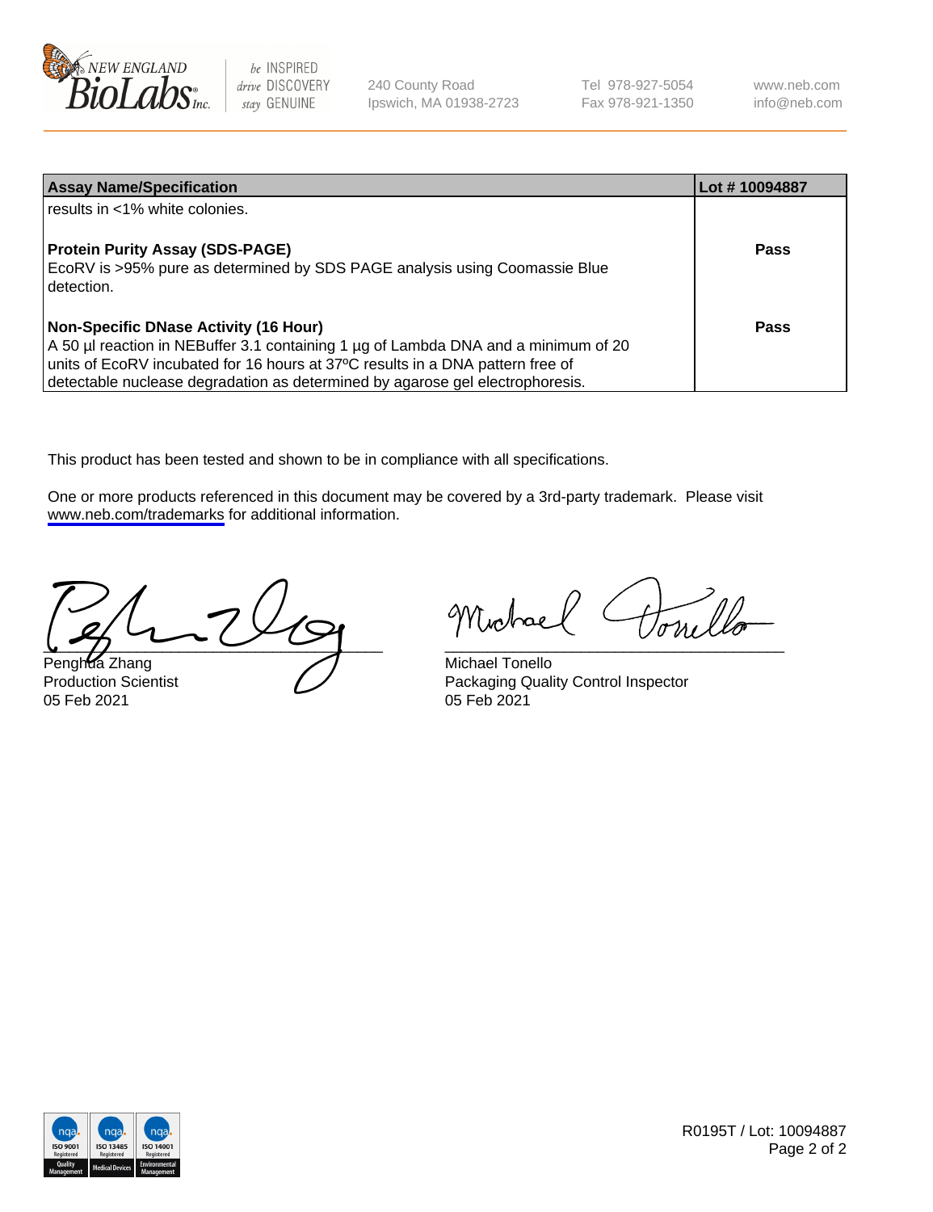| Assay Name/Specification | Lot # 10094887 |
|---|---|
| results in <1% white colonies. | |
| **Protein Purity Assay (SDS-PAGE)**<br>EcoRV is >95% pure as determined by SDS PAGE analysis using Coomassie Blue detection. | **Pass** |
| **Non-Specific DNase Activity (16 Hour)**<br>A 50 µl reaction in NEBuffer 3.1 containing 1 µg of Lambda DNA and a minimum of 20 units of EcoRV incubated for 16 hours at 37ºC results in a DNA pattern free of detectable nuclease degradation as determined by agarose gel electrophoresis. | **Pass** |

This product has been tested and shown to be in compliance with all specifications.

One or more products referenced in this document may be covered by a 3rd-party trademark. Please visit www.neb.com/trademarks for additional information.

Penghua Zhang
Production Scientist
05 Feb 2021

Michael Tonello
Packaging Quality Control Inspector
05 Feb 2021

R0195T / Lot: 10094887